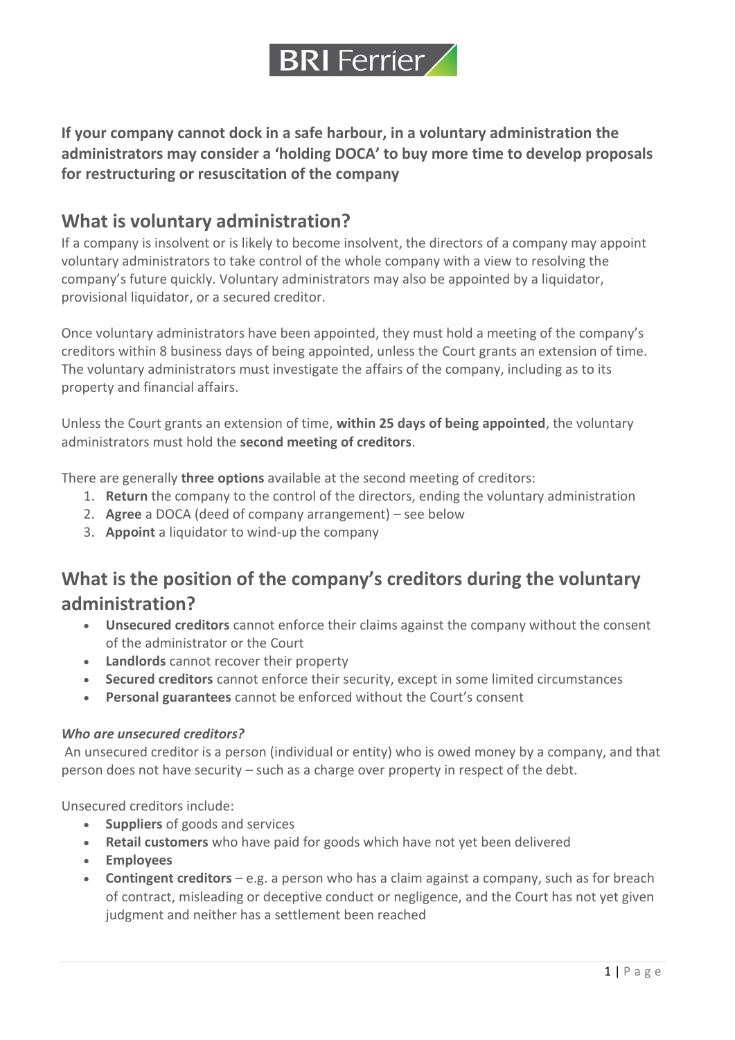**If your company cannot dock in a safe harbour, in a voluntary administration the administrators may consider a 'holding DOCA' to buy more time to develop proposals for restructuring or resuscitation of the company**

## What is voluntary administration?

If a company is insolvent or is likely to become insolvent, the directors of a company may appoint voluntary administrators to take control of the whole company with a view to resolving the company's future quickly. Voluntary administrators may also be appointed by a liquidator, provisional liquidator, or a secured creditor.

Once voluntary administrators have been appointed, they must hold a meeting of the company's creditors within 8 business days of being appointed, unless the Court grants an extension of time. The voluntary administrators must investigate the affairs of the company, including as to its property and financial affairs.

Unless the Court grants an extension of time, **within 25 days of being appointed**, the voluntary administrators must hold the **second meeting of creditors**.

There are generally **three options** available at the second meeting of creditors:

1. **Return** the company to the control of the directors, ending the voluntary administration
2. **Agree** a DOCA (deed of company arrangement) – see below
3. **Appoint** a liquidator to wind-up the company

## What is the position of the company's creditors during the voluntary administration?

- **Unsecured creditors** cannot enforce their claims against the company without the consent of the administrator or the Court
- **Landlords** cannot recover their property
- **Secured creditors** cannot enforce their security, except in some limited circumstances
- **Personal guarantees** cannot be enforced without the Court's consent

### *Who are unsecured creditors?*

An unsecured creditor is a person (individual or entity) who is owed money by a company, and that person does not have security – such as a charge over property in respect of the debt.

Unsecured creditors include:

- **Suppliers** of goods and services
- **Retail customers** who have paid for goods which have not yet been delivered
- **Employees**
- **Contingent creditors** – e.g. a person who has a claim against a company, such as for breach of contract, misleading or deceptive conduct or negligence, and the Court has not yet given judgment and neither has a settlement been reached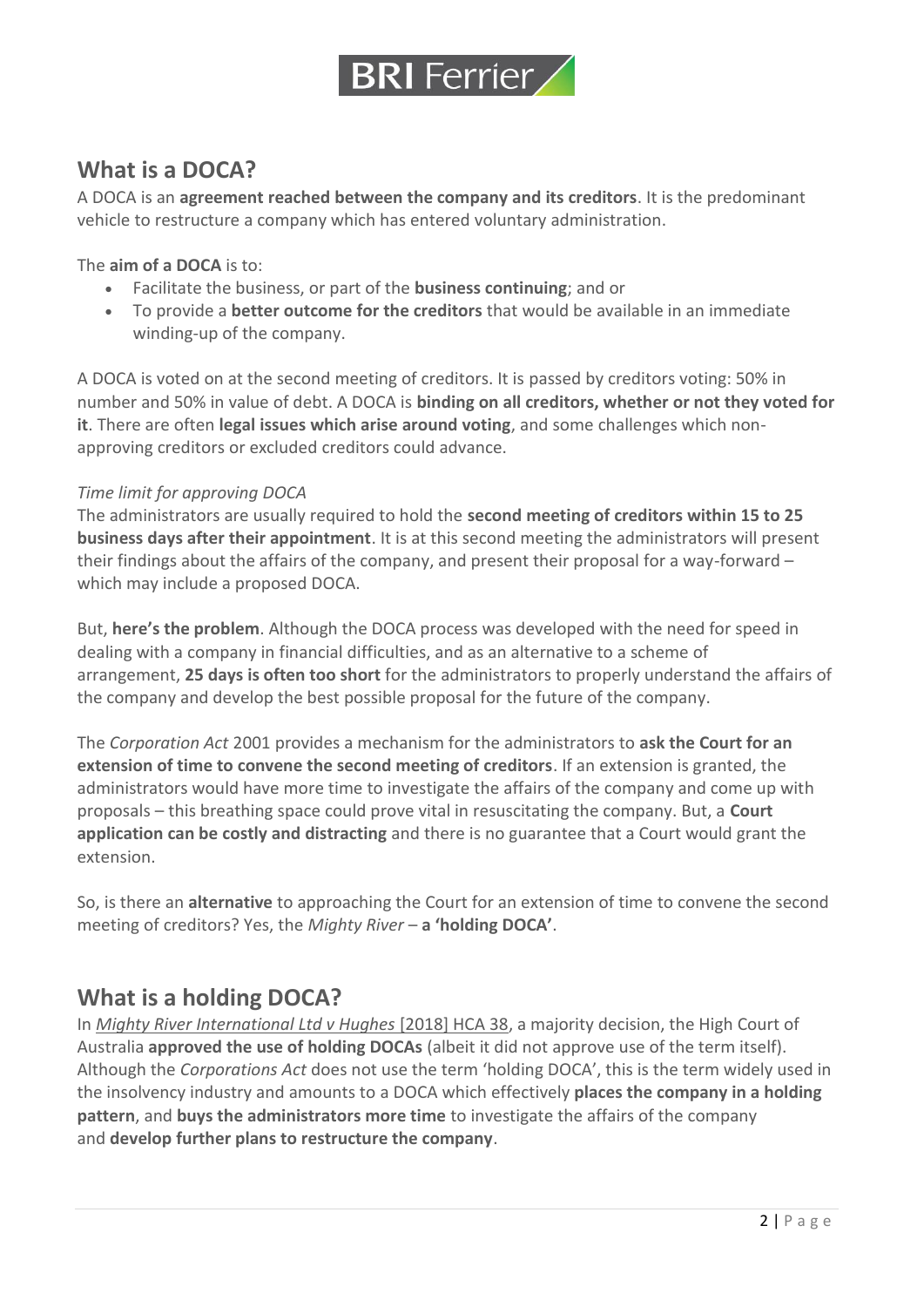## What is a DOCA?

A DOCA is an **agreement reached between the company and its creditors**. It is the predominant vehicle to restructure a company which has entered voluntary administration.

The **aim of a DOCA** is to:

- Facilitate the business, or part of the **business continuing**; and or
- To provide a **better outcome for the creditors** that would be available in an immediate winding-up of the company.

A DOCA is voted on at the second meeting of creditors. It is passed by creditors voting: 50% in number and 50% in value of debt. A DOCA is **binding on all creditors, whether or not they voted for it**. There are often **legal issues which arise around voting**, and some challenges which non-approving creditors or excluded creditors could advance.

*Time limit for approving DOCA*

The administrators are usually required to hold the **second meeting of creditors within 15 to 25 business days after their appointment**. It is at this second meeting the administrators will present their findings about the affairs of the company, and present their proposal for a way-forward – which may include a proposed DOCA.

But, **here's the problem**. Although the DOCA process was developed with the need for speed in dealing with a company in financial difficulties, and as an alternative to a scheme of arrangement, **25 days is often too short** for the administrators to properly understand the affairs of the company and develop the best possible proposal for the future of the company.

The *Corporation Act* 2001 provides a mechanism for the administrators to **ask the Court for an extension of time to convene the second meeting of creditors**. If an extension is granted, the administrators would have more time to investigate the affairs of the company and come up with proposals – this breathing space could prove vital in resuscitating the company. But, a **Court application can be costly and distracting** and there is no guarantee that a Court would grant the extension.

So, is there an **alternative** to approaching the Court for an extension of time to convene the second meeting of creditors? Yes, the *Mighty River* – **a 'holding DOCA'**.

## What is a holding DOCA?

In *Mighty River International Ltd v Hughes* [2018] HCA 38, a majority decision, the High Court of Australia **approved the use of holding DOCAs** (albeit it did not approve use of the term itself). Although the *Corporations Act* does not use the term 'holding DOCA', this is the term widely used in the insolvency industry and amounts to a DOCA which effectively **places the company in a holding pattern**, and **buys the administrators more time** to investigate the affairs of the company and **develop further plans to restructure the company**.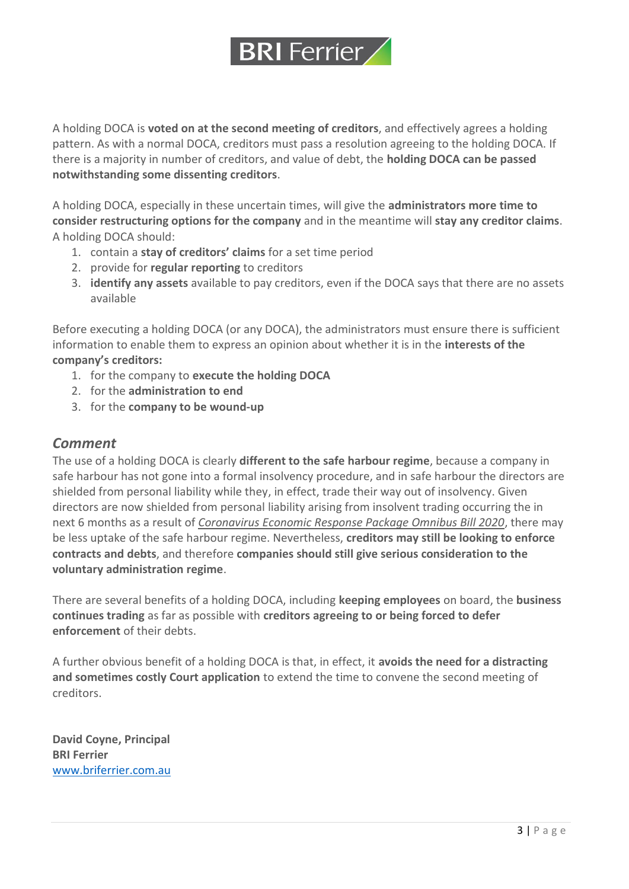A holding DOCA is **voted on at the second meeting of creditors**, and effectively agrees a holding pattern. As with a normal DOCA, creditors must pass a resolution agreeing to the holding DOCA. If there is a majority in number of creditors, and value of debt, the **holding DOCA can be passed notwithstanding some dissenting creditors**.

A holding DOCA, especially in these uncertain times, will give the **administrators more time to consider restructuring options for the company** and in the meantime will **stay any creditor claims**. A holding DOCA should:

1. contain a **stay of creditors' claims** for a set time period
2. provide for **regular reporting** to creditors
3. **identify any assets** available to pay creditors, even if the DOCA says that there are no assets available

Before executing a holding DOCA (or any DOCA), the administrators must ensure there is sufficient information to enable them to express an opinion about whether it is in the **interests of the company's creditors:**

1. for the company to **execute the holding DOCA**
2. for the **administration to end**
3. for the **company to be wound-up**

## *Comment*

The use of a holding DOCA is clearly **different to the safe harbour regime**, because a company in safe harbour has not gone into a formal insolvency procedure, and in safe harbour the directors are shielded from personal liability while they, in effect, trade their way out of insolvency. Given directors are now shielded from personal liability arising from insolvent trading occurring the in next 6 months as a result of *Coronavirus Economic Response Package Omnibus Bill 2020*, there may be less uptake of the safe harbour regime. Nevertheless, **creditors may still be looking to enforce contracts and debts**, and therefore **companies should still give serious consideration to the voluntary administration regime**.

There are several benefits of a holding DOCA, including **keeping employees** on board, the **business continues trading** as far as possible with **creditors agreeing to or being forced to defer enforcement** of their debts.

A further obvious benefit of a holding DOCA is that, in effect, it **avoids the need for a distracting and sometimes costly Court application** to extend the time to convene the second meeting of creditors.

**David Coyne, Principal**
**BRI Ferrier**
www.briferrier.com.au